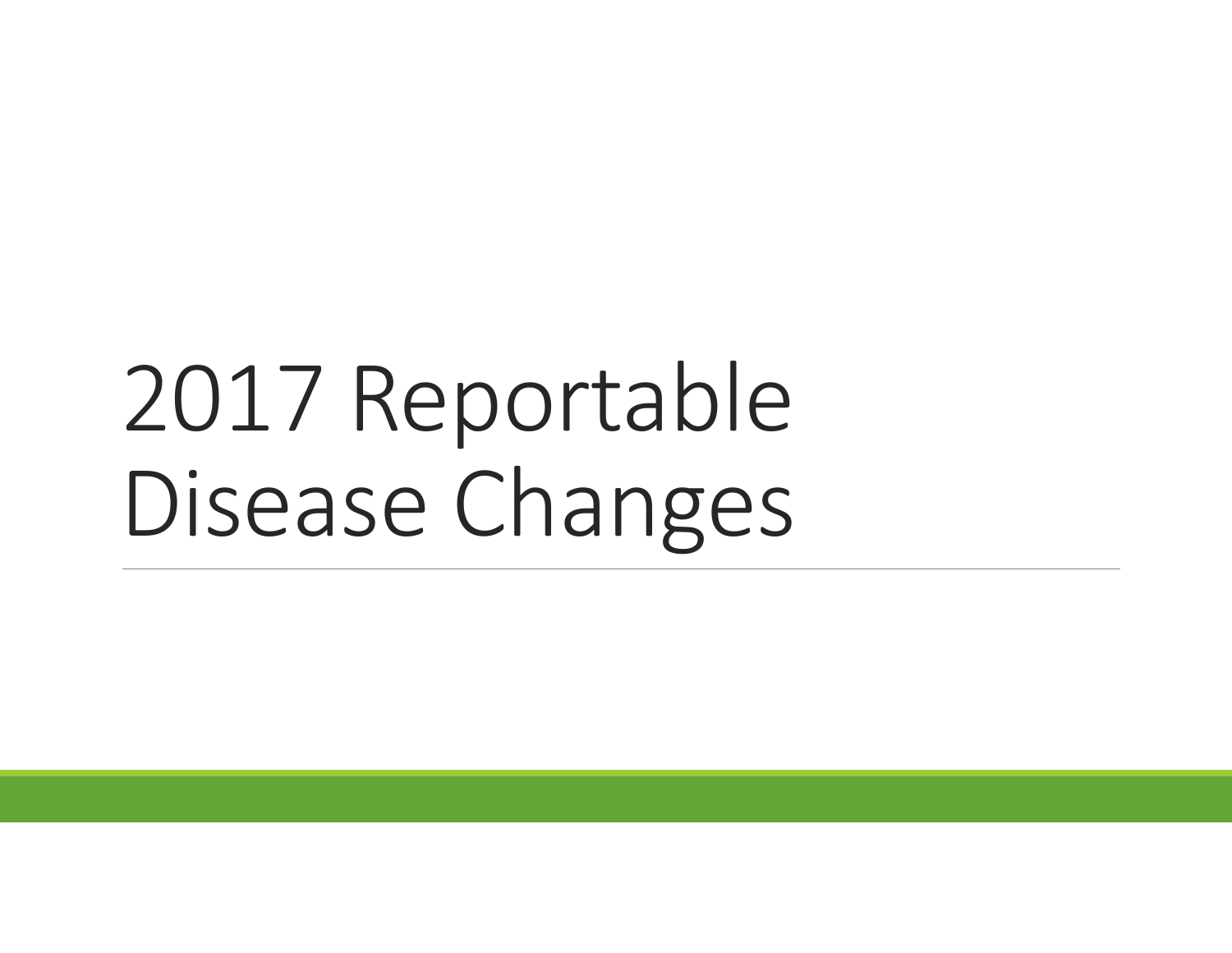# 2017 Reportable Disease Changes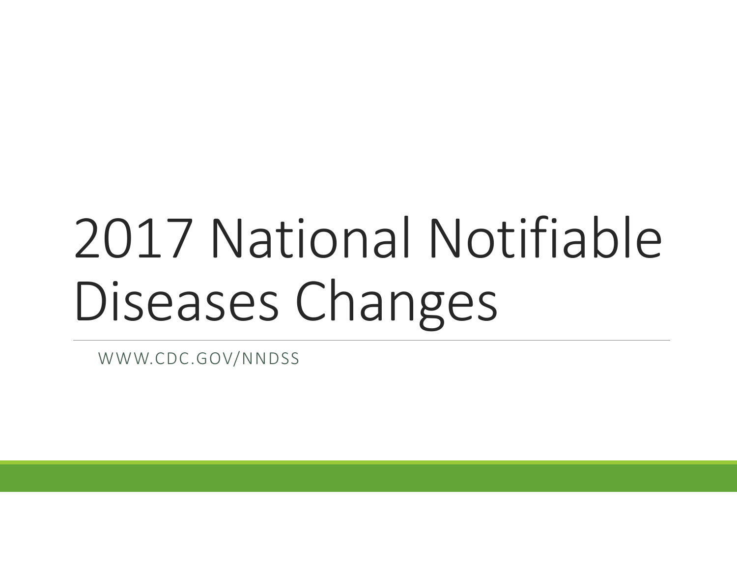# 2017 National Notifiable Diseases Changes

WWW.CDC.GOV/NNDSS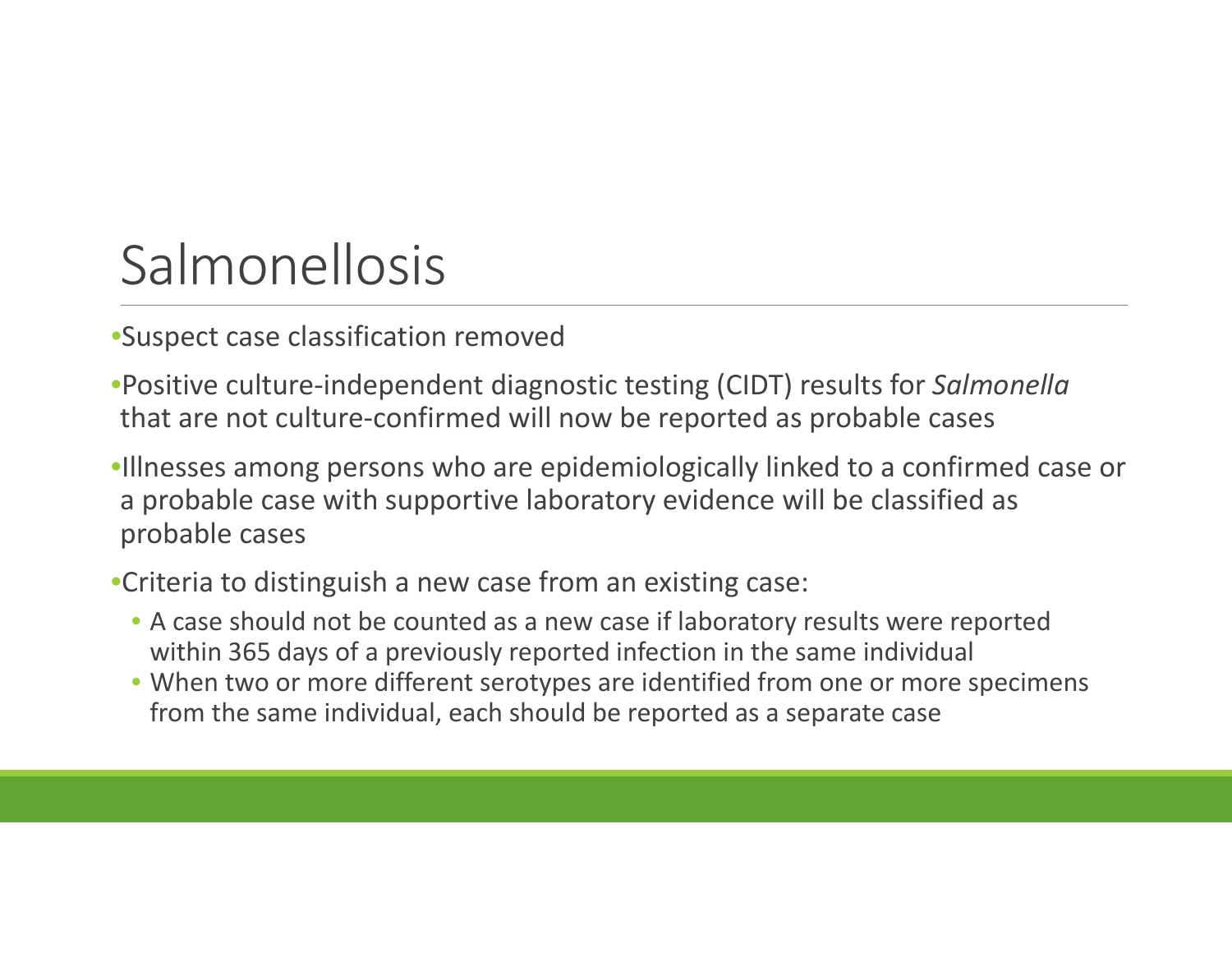# Salmonellosis

- Suspect case classification removed
- Positive culture-independent diagnostic testing (CIDT) results for *Salmonella* that are not culture-confirmed will now be reported as probable cases
- Illnesses among persons who are epidemiologically linked to a confirmed case or a probable case with supportive laboratory evidence will be classified as probable cases
- Criteria to distinguish a new case from an existing case:
  - A case should not be counted as a new case if laboratory results were reported within 365 days of a previously reported infection in the same individual
  - When two or more different serotypes are identified from one or more specimens from the same individual, each should be reported as a separate case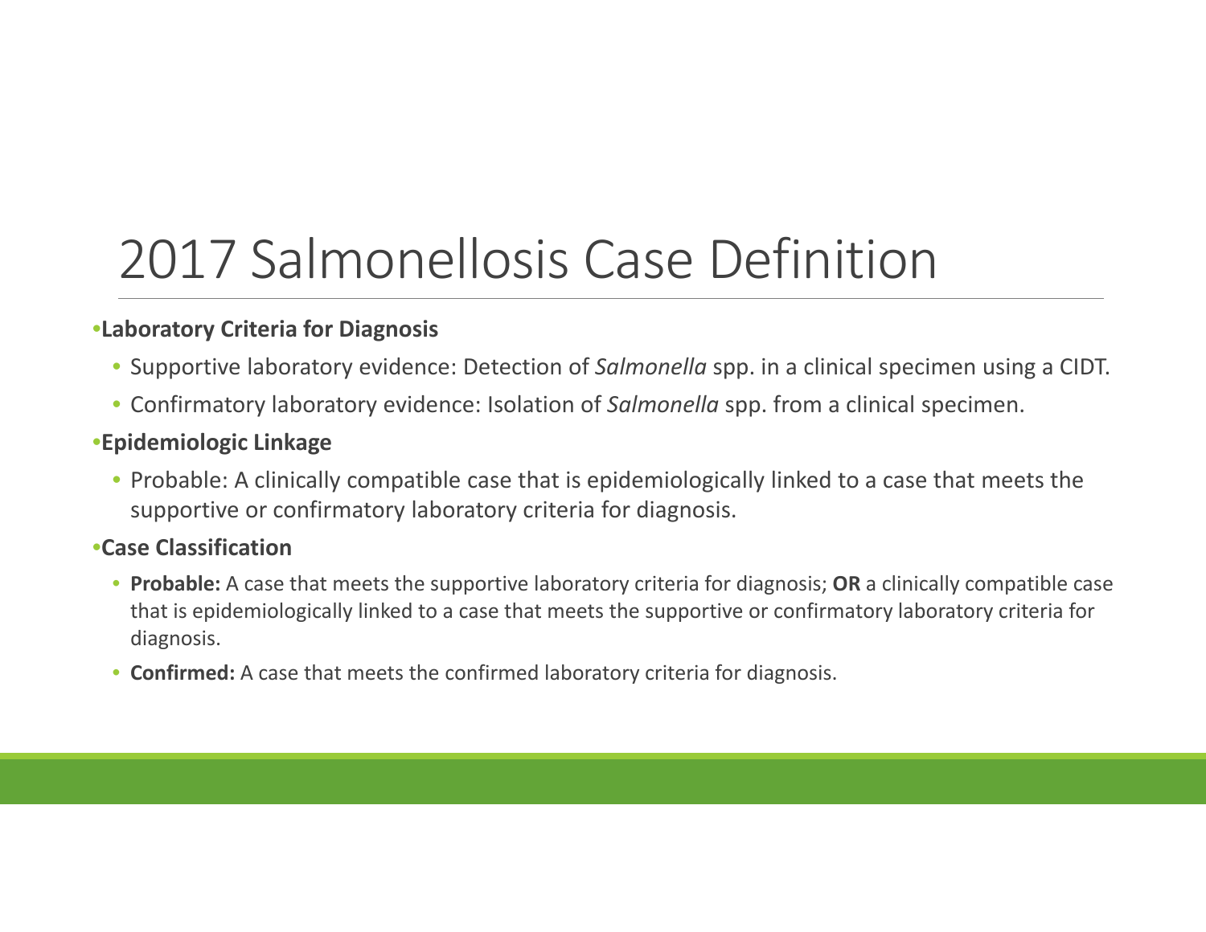# 2017 Salmonellosis Case Definition

- **Laboratory Criteria for Diagnosis**
  - Supportive laboratory evidence: Detection of *Salmonella* spp. in a clinical specimen using a CIDT.
  - Confirmatory laboratory evidence: Isolation of *Salmonella* spp. from a clinical specimen.
- **Epidemiologic Linkage**
  - Probable: A clinically compatible case that is epidemiologically linked to a case that meets the supportive or confirmatory laboratory criteria for diagnosis.
- **Case Classification**
  - **Probable:** A case that meets the supportive laboratory criteria for diagnosis; **OR** a clinically compatible case that is epidemiologically linked to a case that meets the supportive or confirmatory laboratory criteria for diagnosis.
  - **Confirmed:** A case that meets the confirmed laboratory criteria for diagnosis.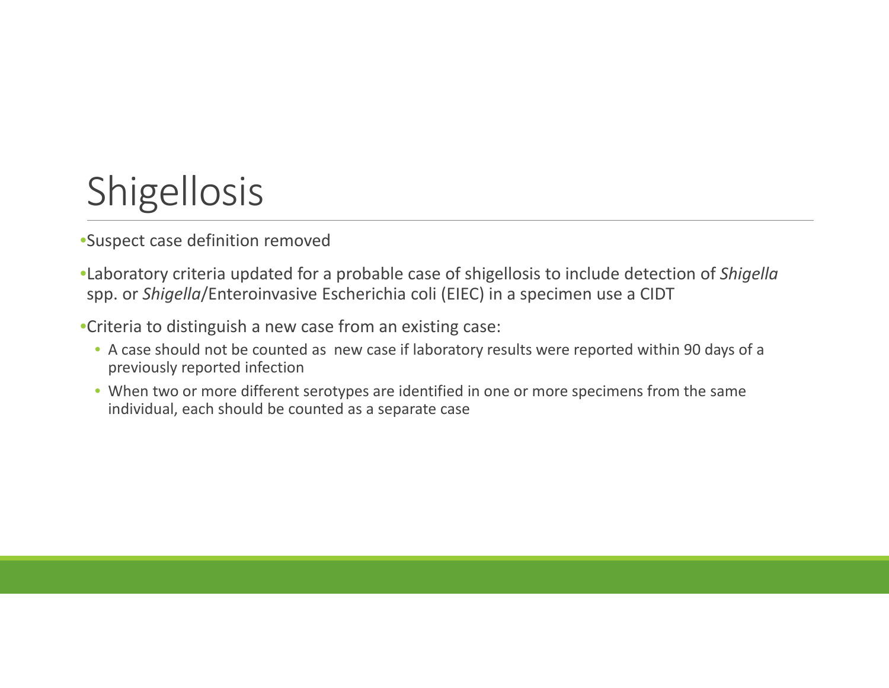# Shigellosis

- Suspect case definition removed
- Laboratory criteria updated for a probable case of shigellosis to include detection of *Shigella* spp. or *Shigella*/Enteroinvasive Escherichia coli (EIEC) in a specimen use a CIDT
- Criteria to distinguish a new case from an existing case:
  - A case should not be counted as new case if laboratory results were reported within 90 days of a previously reported infection
  - When two or more different serotypes are identified in one or more specimens from the same individual, each should be counted as a separate case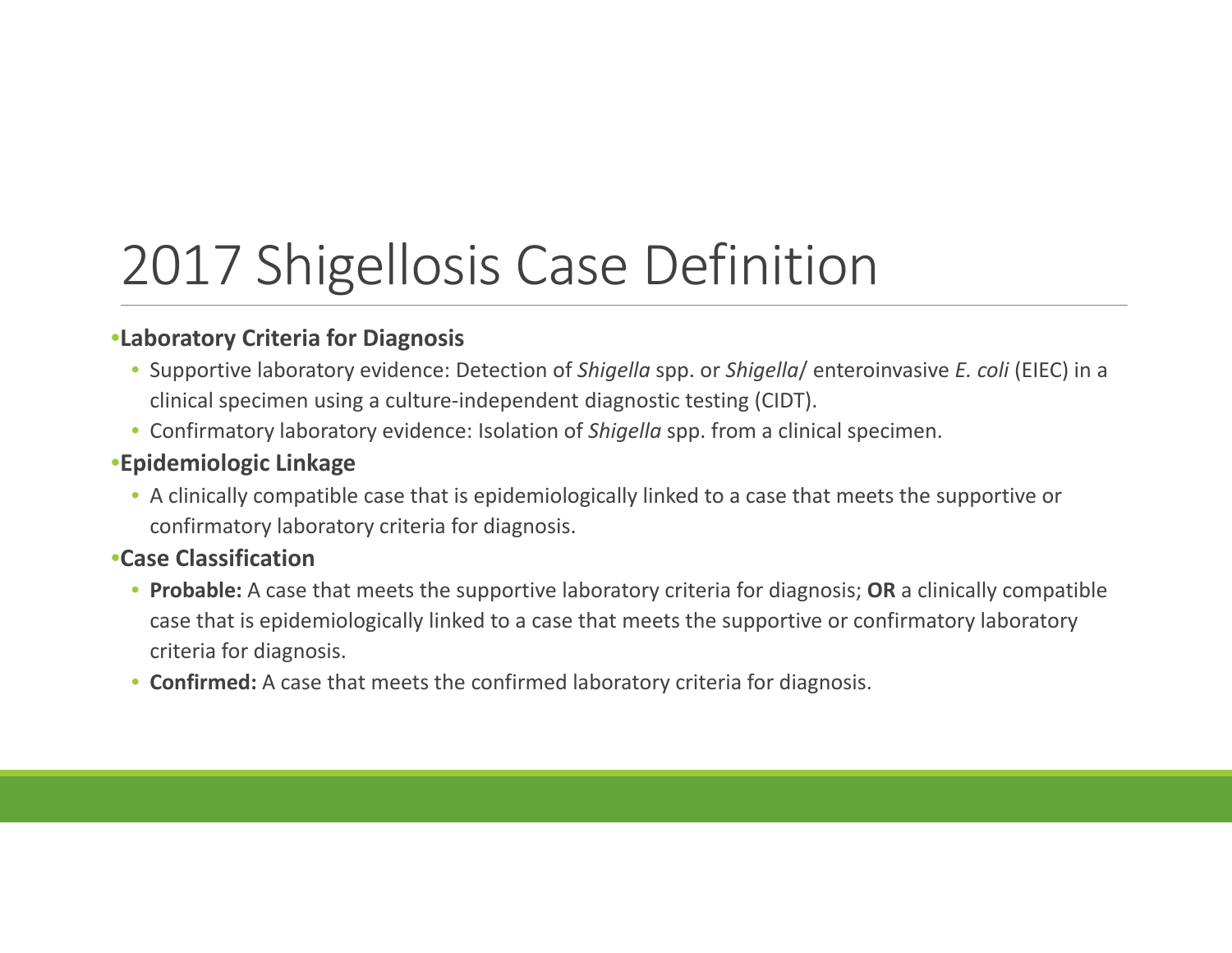# 2017 Shigellosis Case Definition

- **Laboratory Criteria for Diagnosis**
  - Supportive laboratory evidence: Detection of *Shigella* spp. or *Shigella*/ enteroinvasive *E. coli* (EIEC) in a clinical specimen using a culture-independent diagnostic testing (CIDT).
  - Confirmatory laboratory evidence: Isolation of *Shigella* spp. from a clinical specimen.
- **Epidemiologic Linkage**
  - A clinically compatible case that is epidemiologically linked to a case that meets the supportive or confirmatory laboratory criteria for diagnosis.
- **Case Classification**
  - **Probable:** A case that meets the supportive laboratory criteria for diagnosis; **OR** a clinically compatible case that is epidemiologically linked to a case that meets the supportive or confirmatory laboratory criteria for diagnosis.
  - **Confirmed:** A case that meets the confirmed laboratory criteria for diagnosis.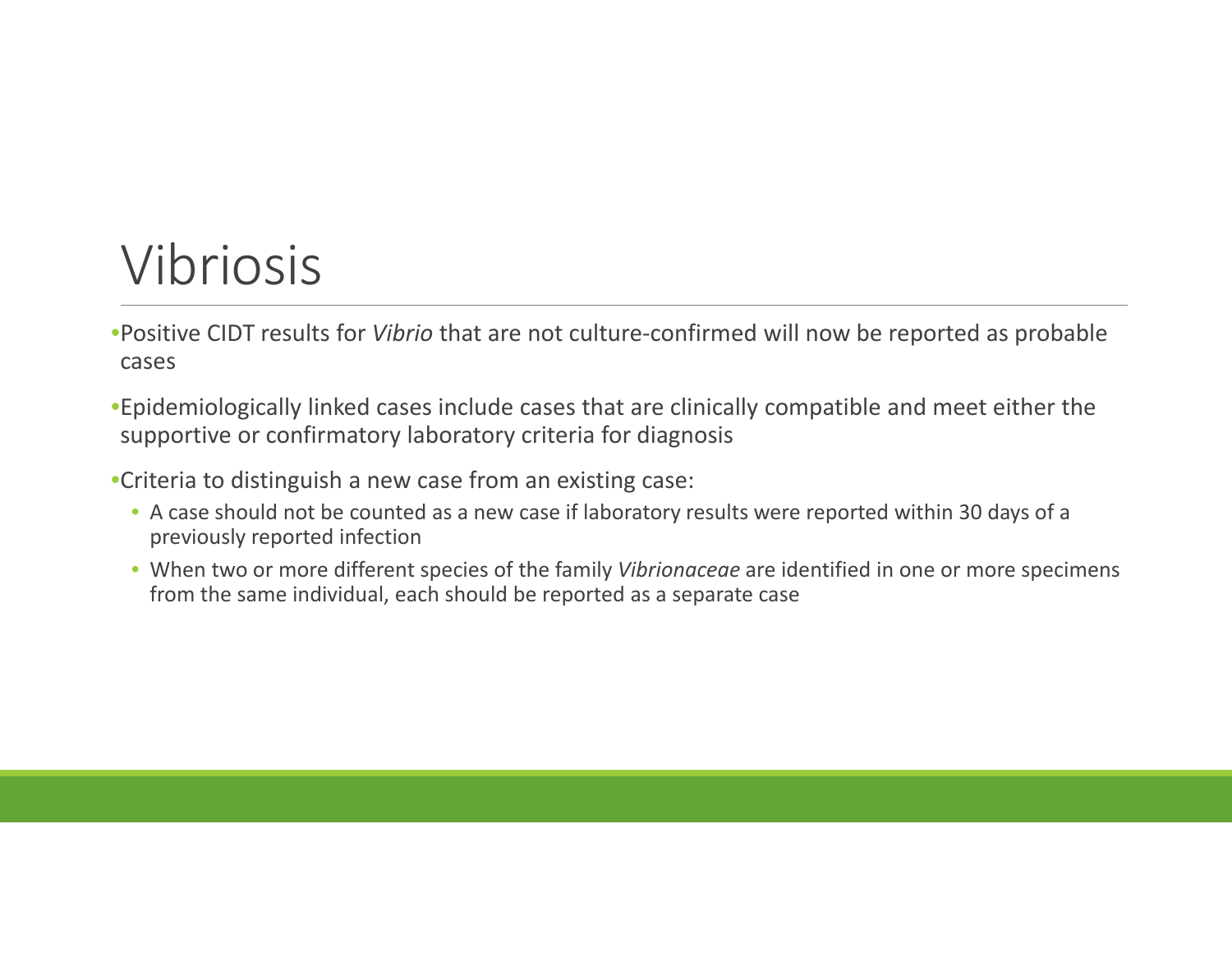# Vibriosis

- Positive CIDT results for *Vibrio* that are not culture-confirmed will now be reported as probable cases
- Epidemiologically linked cases include cases that are clinically compatible and meet either the supportive or confirmatory laboratory criteria for diagnosis
- Criteria to distinguish a new case from an existing case:
  - A case should not be counted as a new case if laboratory results were reported within 30 days of a previously reported infection
  - When two or more different species of the family *Vibrionaceae* are identified in one or more specimens from the same individual, each should be reported as a separate case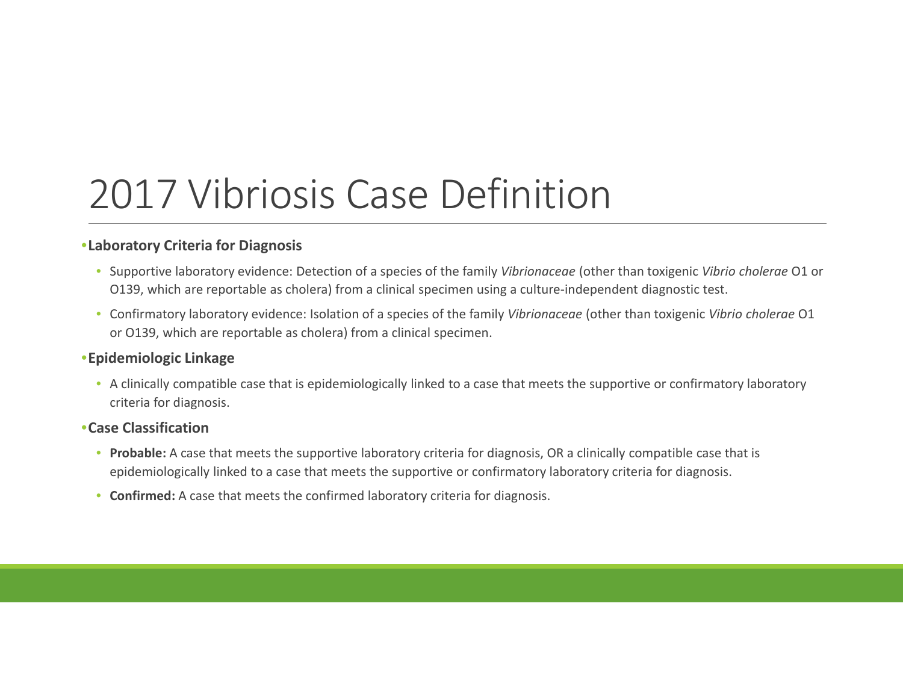# 2017 Vibriosis Case Definition

- **Laboratory Criteria for Diagnosis**
  - Supportive laboratory evidence: Detection of a species of the family *Vibrionaceae* (other than toxigenic *Vibrio cholerae* O1 or O139, which are reportable as cholera) from a clinical specimen using a culture-independent diagnostic test.
  - Confirmatory laboratory evidence: Isolation of a species of the family *Vibrionaceae* (other than toxigenic *Vibrio cholerae* O1 or O139, which are reportable as cholera) from a clinical specimen.
- **Epidemiologic Linkage**
  - A clinically compatible case that is epidemiologically linked to a case that meets the supportive or confirmatory laboratory criteria for diagnosis.
- **Case Classification**
  - **Probable:** A case that meets the supportive laboratory criteria for diagnosis, OR a clinically compatible case that is epidemiologically linked to a case that meets the supportive or confirmatory laboratory criteria for diagnosis.
  - **Confirmed:** A case that meets the confirmed laboratory criteria for diagnosis.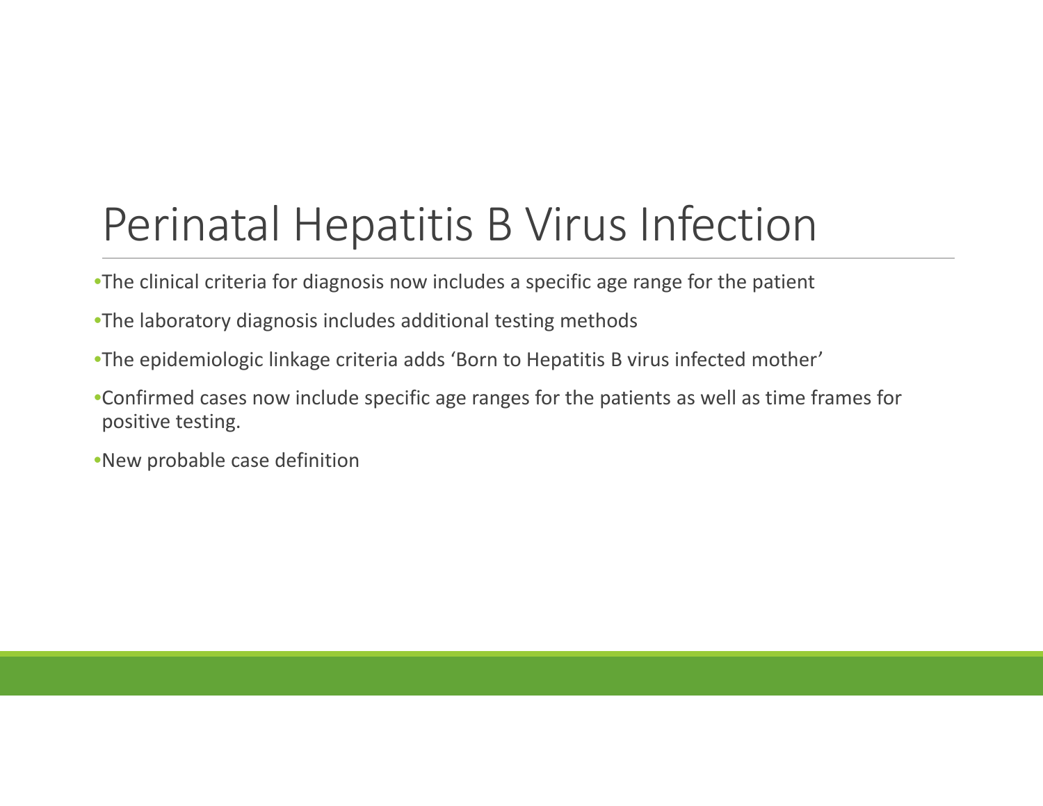# Perinatal Hepatitis B Virus Infection

- The clinical criteria for diagnosis now includes a specific age range for the patient
- The laboratory diagnosis includes additional testing methods
- The epidemiologic linkage criteria adds 'Born to Hepatitis B virus infected mother'
- Confirmed cases now include specific age ranges for the patients as well as time frames for positive testing.
- New probable case definition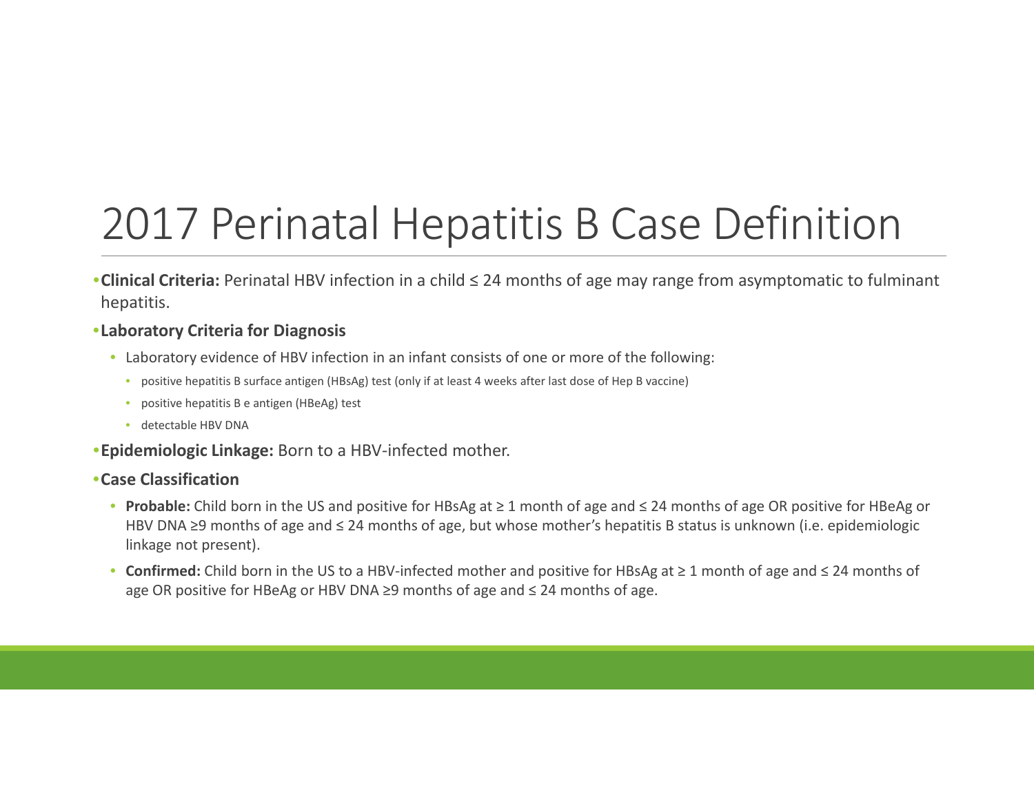# 2017 Perinatal Hepatitis B Case Definition

- **Clinical Criteria:** Perinatal HBV infection in a child ≤ 24 months of age may range from asymptomatic to fulminant hepatitis.
- **Laboratory Criteria for Diagnosis**
  - Laboratory evidence of HBV infection in an infant consists of one or more of the following:
    - positive hepatitis B surface antigen (HBsAg) test (only if at least 4 weeks after last dose of Hep B vaccine)
    - positive hepatitis B e antigen (HBeAg) test
    - detectable HBV DNA
- **Epidemiologic Linkage:** Born to a HBV-infected mother.
- **Case Classification**
  - **Probable:** Child born in the US and positive for HBsAg at ≥ 1 month of age and ≤ 24 months of age OR positive for HBeAg or HBV DNA ≥9 months of age and ≤ 24 months of age, but whose mother's hepatitis B status is unknown (i.e. epidemiologic linkage not present).
  - **Confirmed:** Child born in the US to a HBV-infected mother and positive for HBsAg at ≥ 1 month of age and ≤ 24 months of age OR positive for HBeAg or HBV DNA ≥9 months of age and ≤ 24 months of age.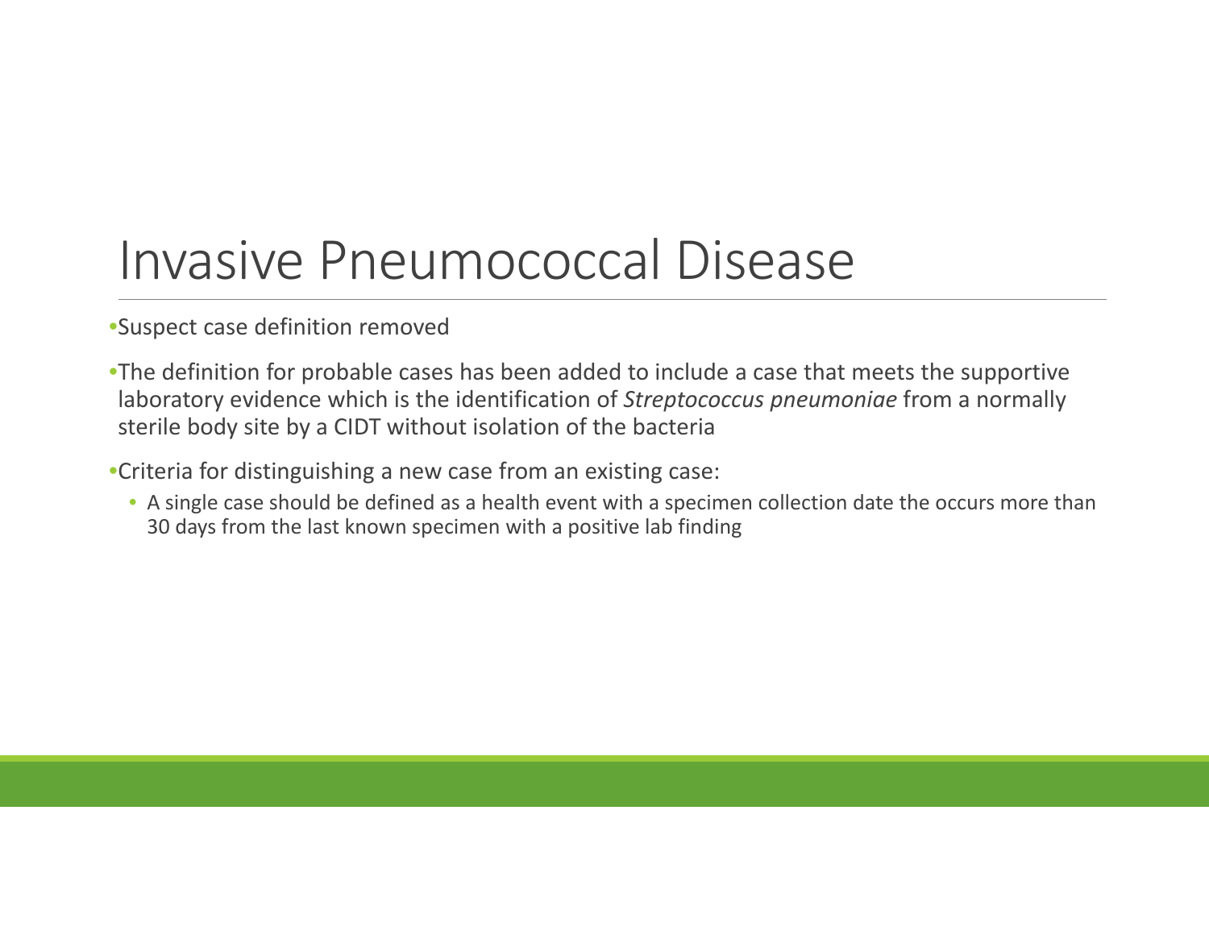# Invasive Pneumococcal Disease

- Suspect case definition removed
- The definition for probable cases has been added to include a case that meets the supportive laboratory evidence which is the identification of *Streptococcus pneumoniae* from a normally sterile body site by a CIDT without isolation of the bacteria
- Criteria for distinguishing a new case from an existing case:
  - A single case should be defined as a health event with a specimen collection date the occurs more than 30 days from the last known specimen with a positive lab finding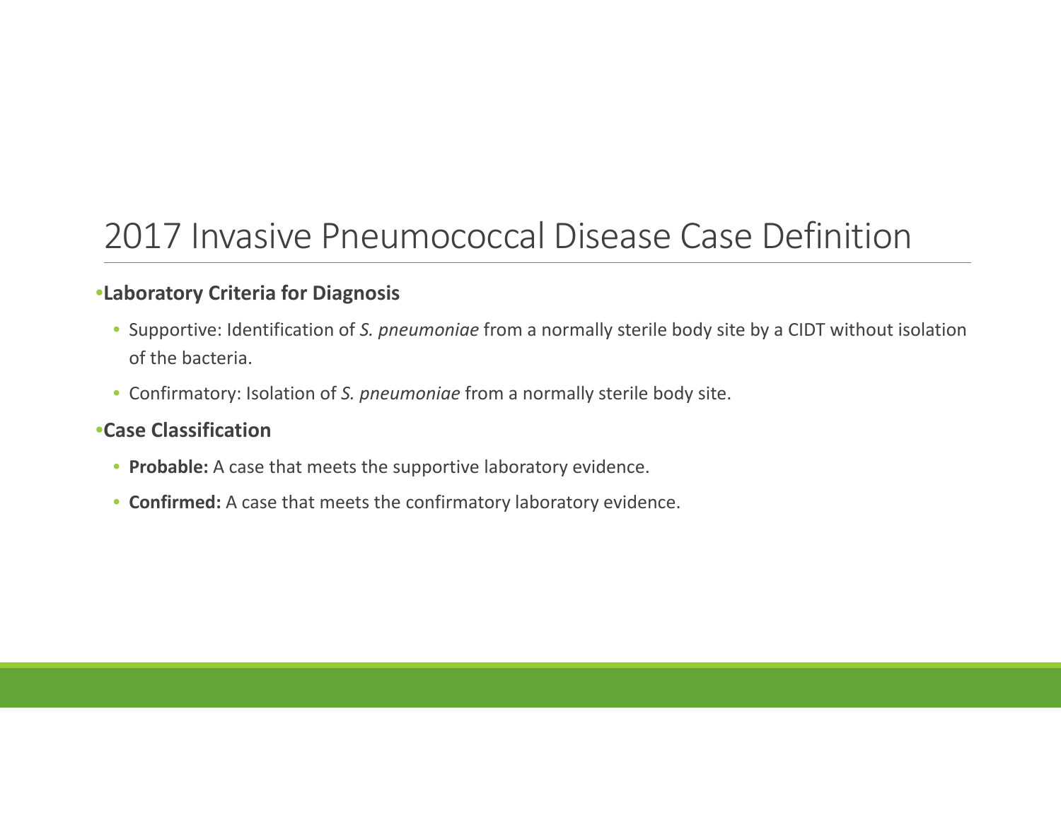# 2017 Invasive Pneumococcal Disease Case Definition

- **Laboratory Criteria for Diagnosis**
  - Supportive: Identification of *S. pneumoniae* from a normally sterile body site by a CIDT without isolation of the bacteria.
  - Confirmatory: Isolation of *S. pneumoniae* from a normally sterile body site.
- **Case Classification**
  - **Probable:** A case that meets the supportive laboratory evidence.
  - **Confirmed:** A case that meets the confirmatory laboratory evidence.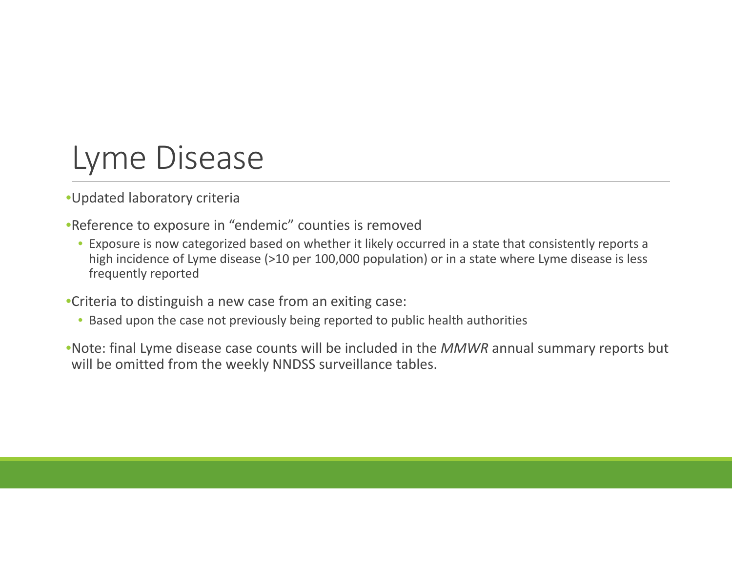# Lyme Disease

- Updated laboratory criteria
- Reference to exposure in "endemic" counties is removed
  - Exposure is now categorized based on whether it likely occurred in a state that consistently reports a high incidence of Lyme disease (>10 per 100,000 population) or in a state where Lyme disease is less frequently reported
- Criteria to distinguish a new case from an exiting case:
  - Based upon the case not previously being reported to public health authorities
- Note: final Lyme disease case counts will be included in the *MMWR* annual summary reports but will be omitted from the weekly NNDSS surveillance tables.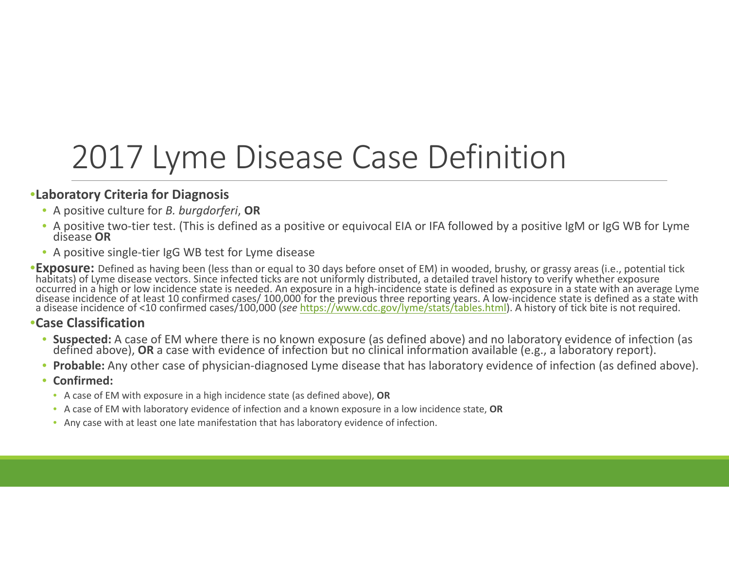# 2017 Lyme Disease Case Definition

- **Laboratory Criteria for Diagnosis**
  - A positive culture for *B. burgdorferi*, **OR**
  - A positive two-tier test. (This is defined as a positive or equivocal EIA or IFA followed by a positive IgM or IgG WB for Lyme disease **OR**
  - A positive single-tier IgG WB test for Lyme disease
- **Exposure:** Defined as having been (less than or equal to 30 days before onset of EM) in wooded, brushy, or grassy areas (i.e., potential tick habitats) of Lyme disease vectors. Since infected ticks are not uniformly distributed, a detailed travel history to verify whether exposure occurred in a high or low incidence state is needed. An exposure in a high-incidence state is defined as exposure in a state with an average Lyme disease incidence of at least 10 confirmed cases/ 100,000 for the previous three reporting years. A low-incidence state is defined as a state with a disease incidence of <10 confirmed cases/100,000 (*see* https://www.cdc.gov/lyme/stats/tables.html). A history of tick bite is not required.
- **Case Classification**
  - **Suspected:** A case of EM where there is no known exposure (as defined above) and no laboratory evidence of infection (as defined above), **OR** a case with evidence of infection but no clinical information available (e.g., a laboratory report).
  - **Probable:** Any other case of physician-diagnosed Lyme disease that has laboratory evidence of infection (as defined above).
  - **Confirmed:**
    - A case of EM with exposure in a high incidence state (as defined above), **OR**
    - A case of EM with laboratory evidence of infection and a known exposure in a low incidence state, **OR**
    - Any case with at least one late manifestation that has laboratory evidence of infection.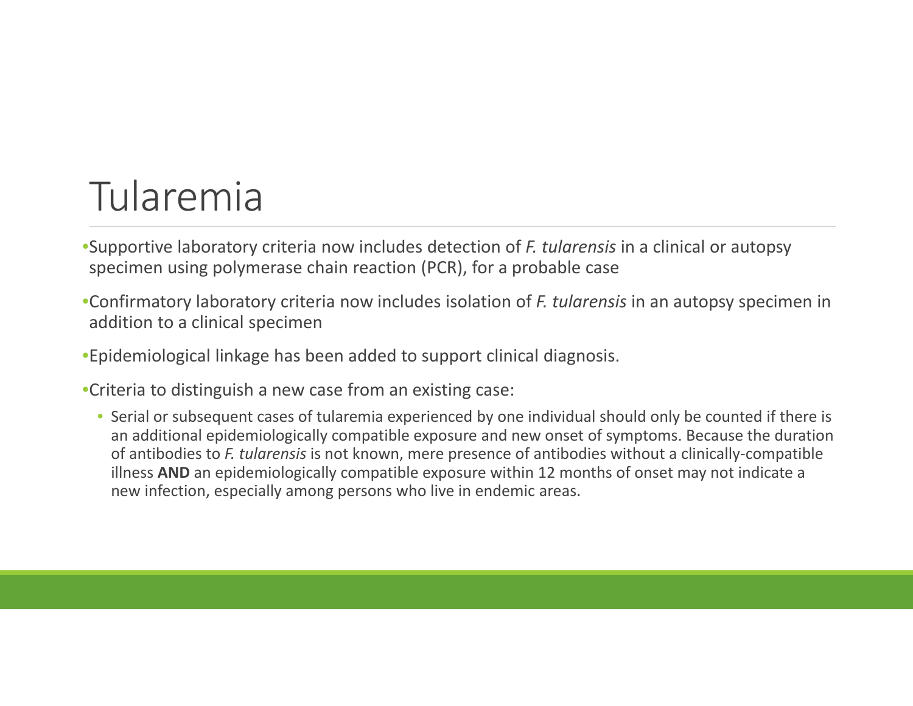# Tularemia

- Supportive laboratory criteria now includes detection of *F. tularensis* in a clinical or autopsy specimen using polymerase chain reaction (PCR), for a probable case
- Confirmatory laboratory criteria now includes isolation of *F. tularensis* in an autopsy specimen in addition to a clinical specimen
- Epidemiological linkage has been added to support clinical diagnosis.
- Criteria to distinguish a new case from an existing case:
  - Serial or subsequent cases of tularemia experienced by one individual should only be counted if there is an additional epidemiologically compatible exposure and new onset of symptoms. Because the duration of antibodies to *F. tularensis* is not known, mere presence of antibodies without a clinically-compatible illness **AND** an epidemiologically compatible exposure within 12 months of onset may not indicate a new infection, especially among persons who live in endemic areas.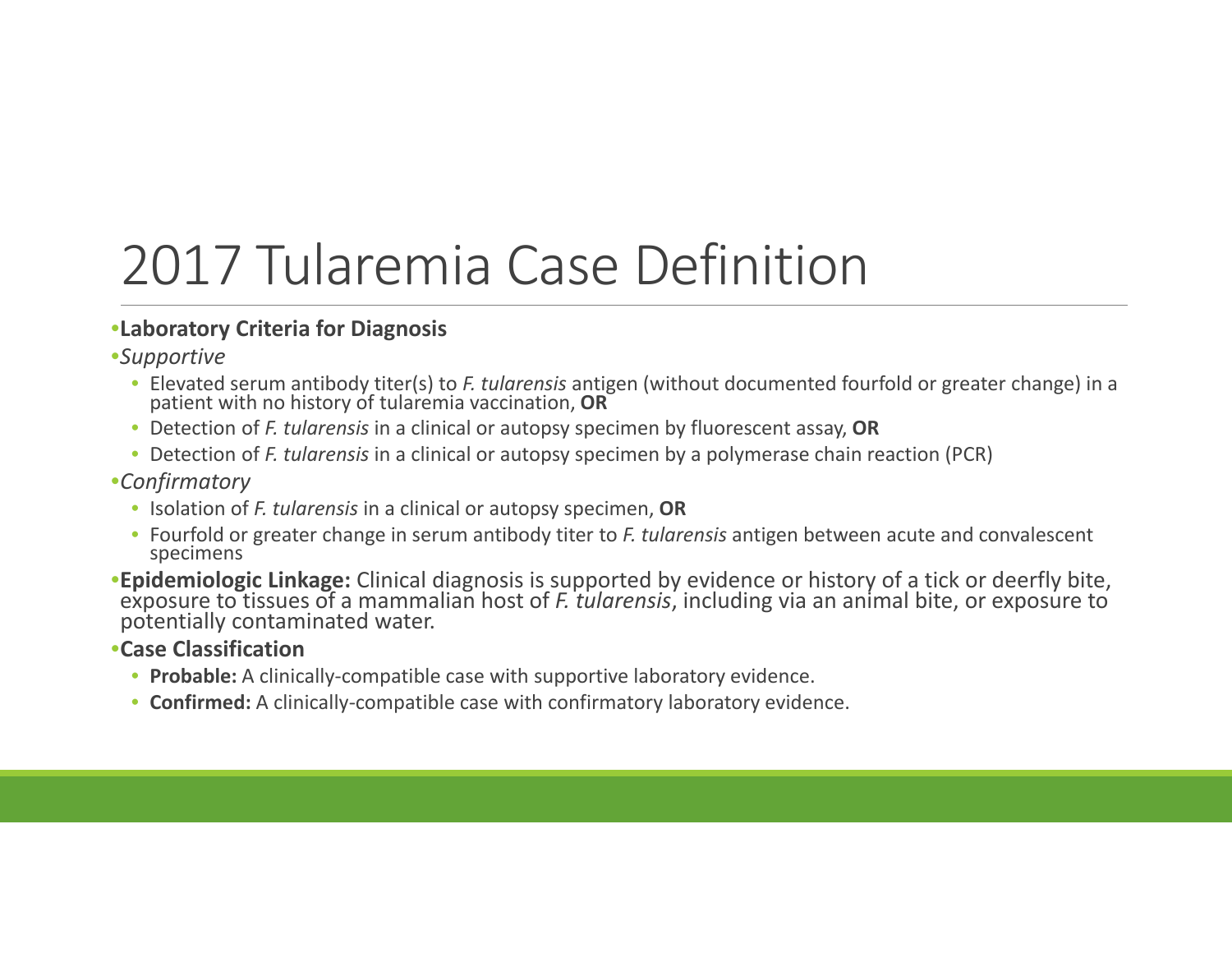# 2017 Tularemia Case Definition

- **Laboratory Criteria for Diagnosis**
- *Supportive*
  - Elevated serum antibody titer(s) to *F. tularensis* antigen (without documented fourfold or greater change) in a patient with no history of tularemia vaccination, **OR**
  - Detection of *F. tularensis* in a clinical or autopsy specimen by fluorescent assay, **OR**
  - Detection of *F. tularensis* in a clinical or autopsy specimen by a polymerase chain reaction (PCR)
- *Confirmatory*
  - Isolation of *F. tularensis* in a clinical or autopsy specimen, **OR**
  - Fourfold or greater change in serum antibody titer to *F. tularensis* antigen between acute and convalescent specimens
- **Epidemiologic Linkage:** Clinical diagnosis is supported by evidence or history of a tick or deerfly bite, exposure to tissues of a mammalian host of *F. tularensis*, including via an animal bite, or exposure to potentially contaminated water.
- **Case Classification**
  - **Probable:** A clinically-compatible case with supportive laboratory evidence.
  - **Confirmed:** A clinically-compatible case with confirmatory laboratory evidence.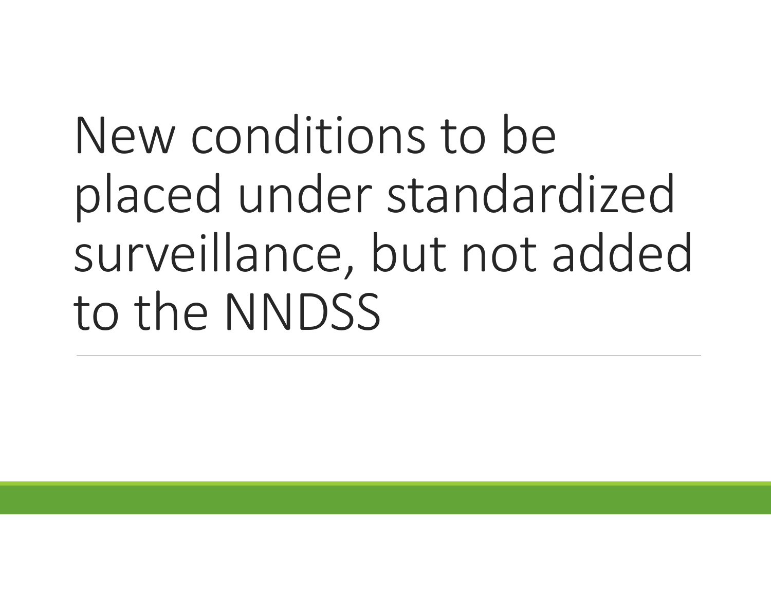# New conditions to be placed under standardized surveillance, but not added to the NNDSS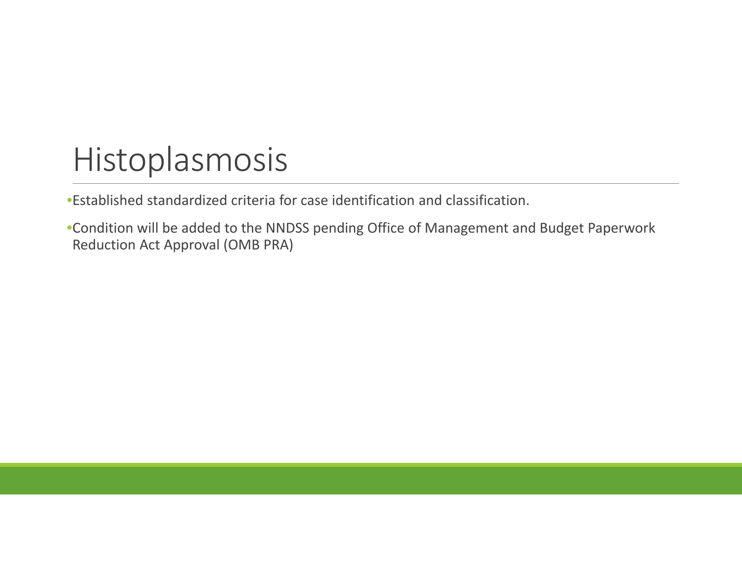# Histoplasmosis

- Established standardized criteria for case identification and classification.
- Condition will be added to the NNDSS pending Office of Management and Budget Paperwork Reduction Act Approval (OMB PRA)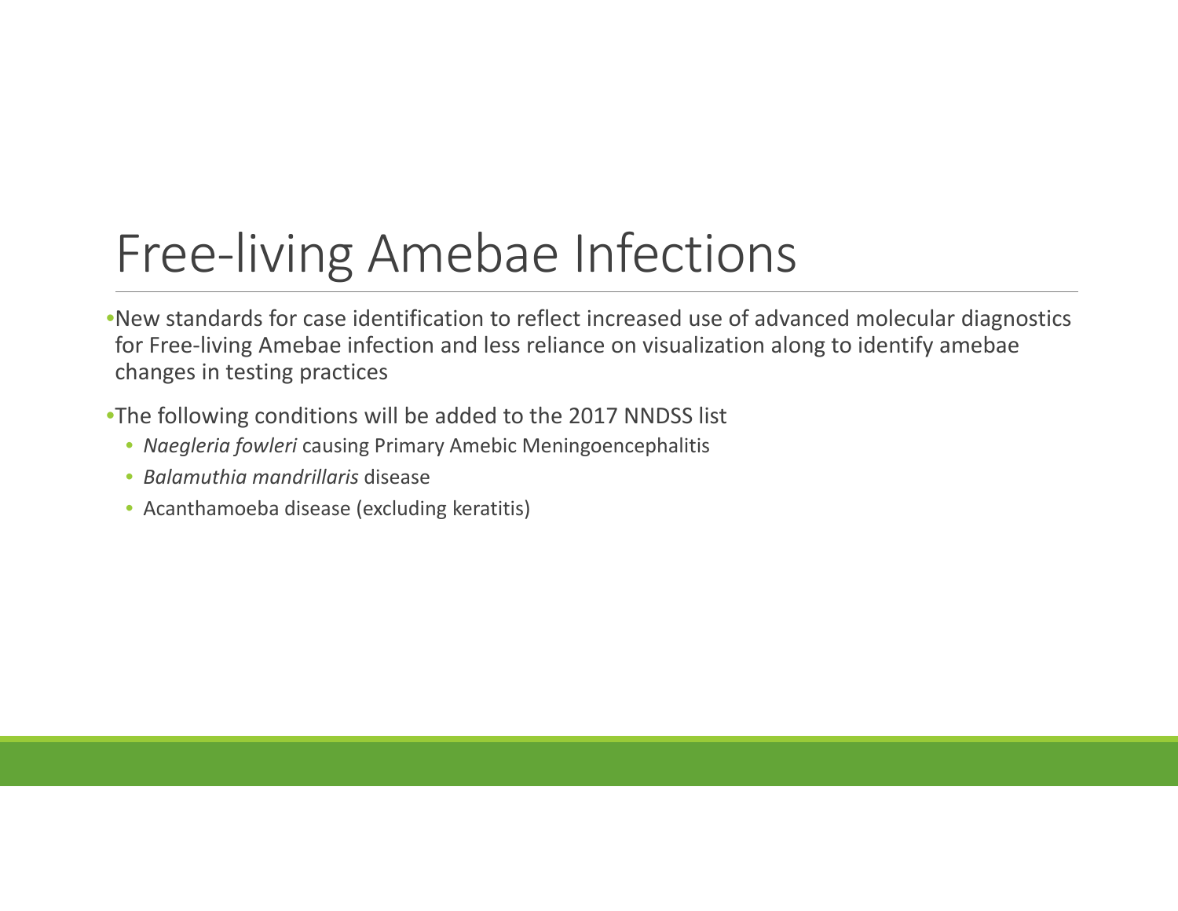# Free-living Amebae Infections

- New standards for case identification to reflect increased use of advanced molecular diagnostics for Free-living Amebae infection and less reliance on visualization along to identify amebae changes in testing practices
- The following conditions will be added to the 2017 NNDSS list
  - *Naegleria fowleri* causing Primary Amebic Meningoencephalitis
  - *Balamuthia mandrillaris* disease
  - Acanthamoeba disease (excluding keratitis)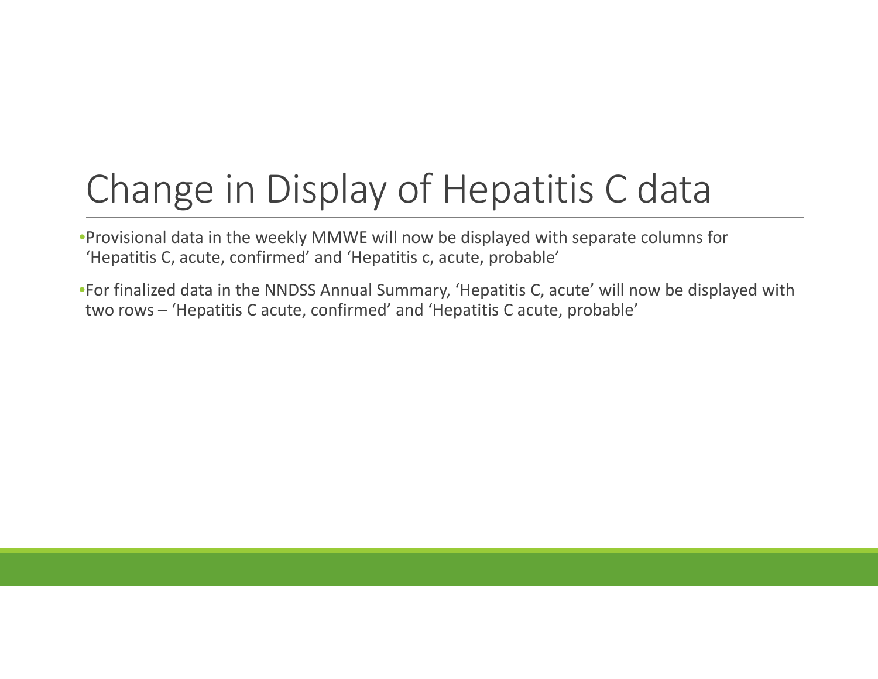# Change in Display of Hepatitis C data

- Provisional data in the weekly MMWE will now be displayed with separate columns for 'Hepatitis C, acute, confirmed' and 'Hepatitis c, acute, probable'
- For finalized data in the NNDSS Annual Summary, 'Hepatitis C, acute' will now be displayed with two rows – 'Hepatitis C acute, confirmed' and 'Hepatitis C acute, probable'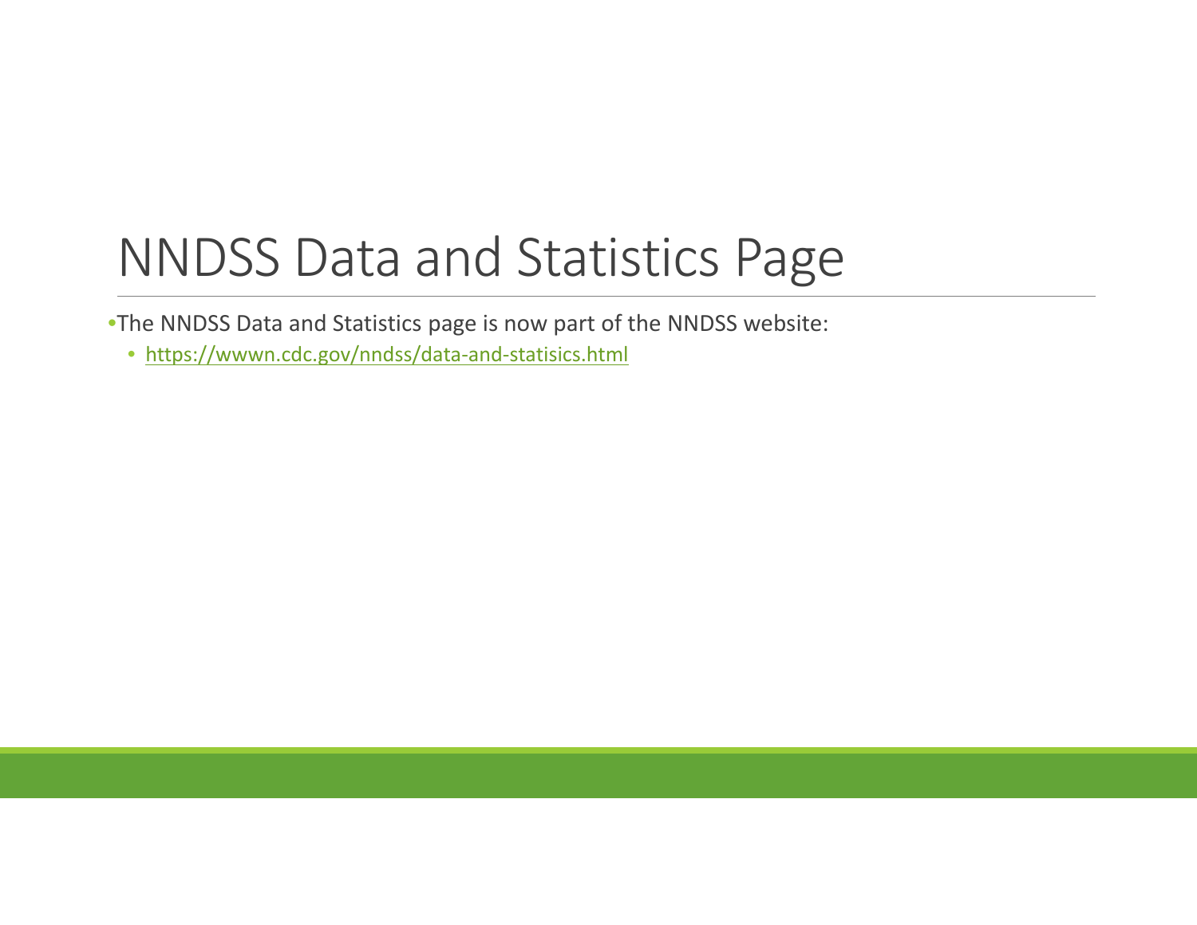# NNDSS Data and Statistics Page

- The NNDSS Data and Statistics page is now part of the NNDSS website:
  - https://wwwn.cdc.gov/nndss/data-and-statisics.html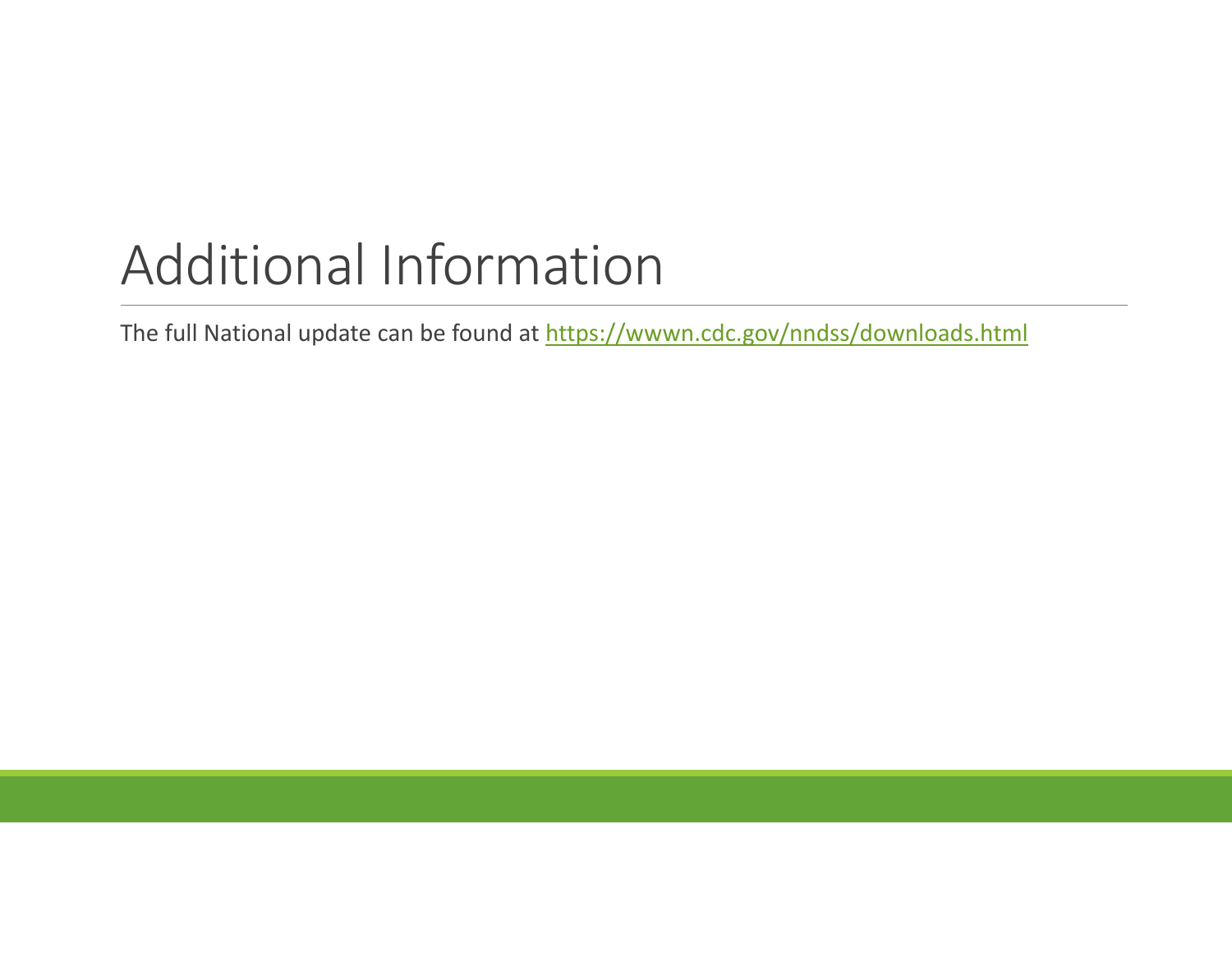# Additional Information

The full National update can be found at https://wwwn.cdc.gov/nndss/downloads.html